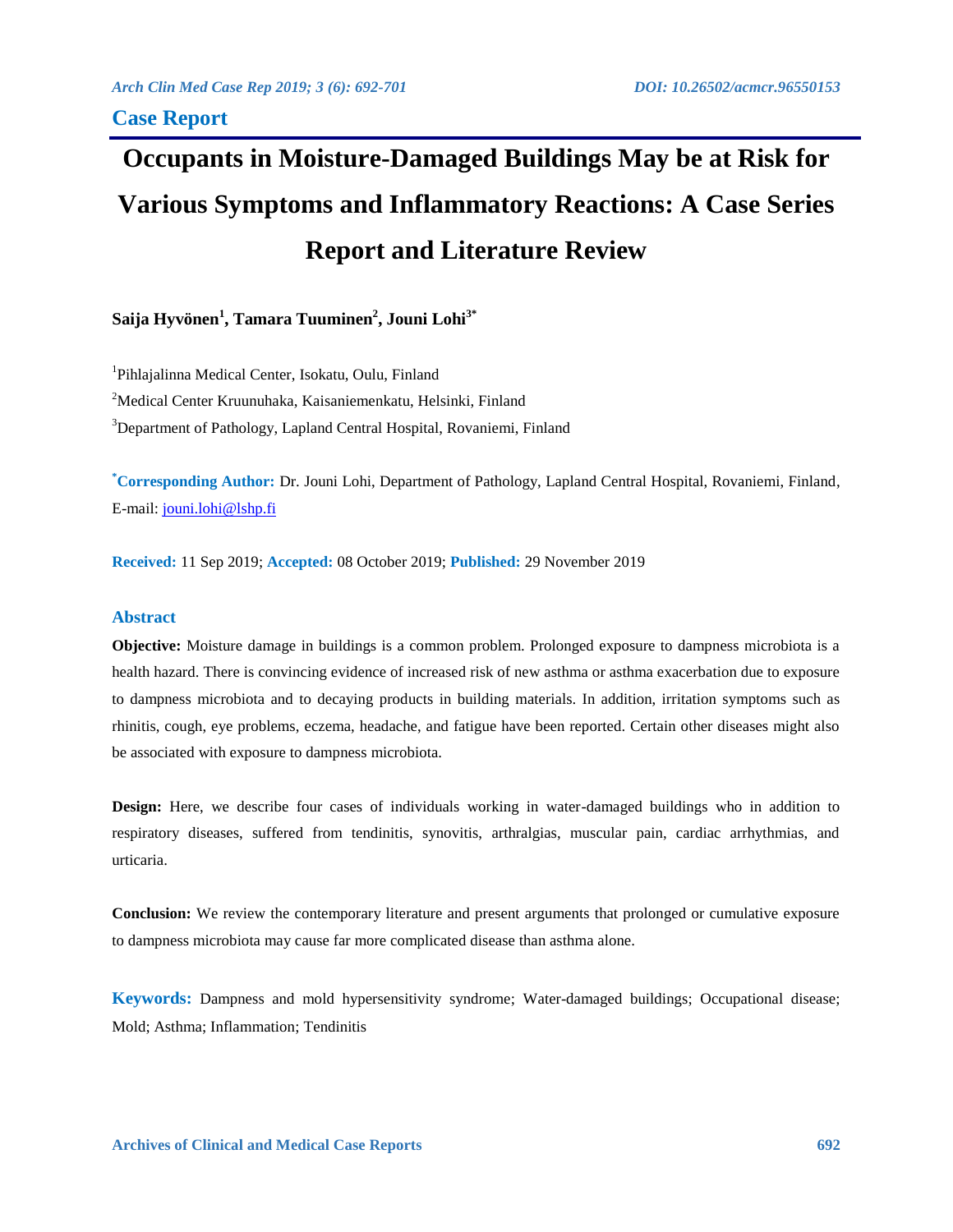## Case Report

# Occupants in Moisture-Damaged Buildings May be at Risk for Various Symptoms and Inflammatory Reactions: A Case Series Report and Literature Review

**Saija Hyvönen[1], Tamara Tuuminen[2], Jouni Lohi[3*]**

[1]Pihlajalinna Medical Center, Isokatu, Oulu, Finland

[2]Medical Center Kruunuhaka, Kaisaniemenkatu, Helsinki, Finland

[3]Department of Pathology, Lapland Central Hospital, Rovaniemi, Finland

**[*]Corresponding Author:** Dr. Jouni Lohi, Department of Pathology, Lapland Central Hospital, Rovaniemi, Finland, E-mail: jouni.lohi@lshp.fi

**Received:** 11 Sep 2019; **Accepted:** 08 October 2019; **Published:** 29 November 2019

### Abstract

**Objective:** Moisture damage in buildings is a common problem. Prolonged exposure to dampness microbiota is a health hazard. There is convincing evidence of increased risk of new asthma or asthma exacerbation due to exposure to dampness microbiota and to decaying products in building materials. In addition, irritation symptoms such as rhinitis, cough, eye problems, eczema, headache, and fatigue have been reported. Certain other diseases might also be associated with exposure to dampness microbiota.

**Design:** Here, we describe four cases of individuals working in water-damaged buildings who in addition to respiratory diseases, suffered from tendinitis, synovitis, arthralgias, muscular pain, cardiac arrhythmias, and urticaria.

**Conclusion:** We review the contemporary literature and present arguments that prolonged or cumulative exposure to dampness microbiota may cause far more complicated disease than asthma alone.

**Keywords:** Dampness and mold hypersensitivity syndrome; Water-damaged buildings; Occupational disease; Mold; Asthma; Inflammation; Tendinitis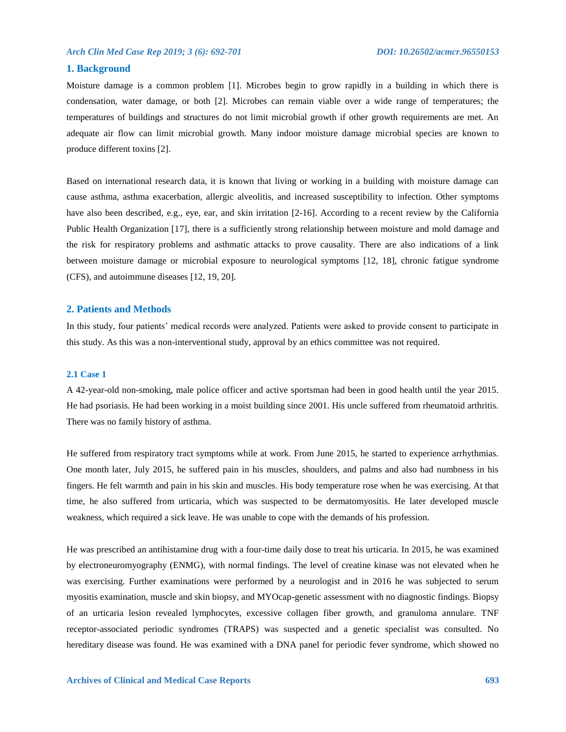## 1. Background

Moisture damage is a common problem [1]. Microbes begin to grow rapidly in a building in which there is condensation, water damage, or both [2]. Microbes can remain viable over a wide range of temperatures; the temperatures of buildings and structures do not limit microbial growth if other growth requirements are met. An adequate air flow can limit microbial growth. Many indoor moisture damage microbial species are known to produce different toxins [2].

Based on international research data, it is known that living or working in a building with moisture damage can cause asthma, asthma exacerbation, allergic alveolitis, and increased susceptibility to infection. Other symptoms have also been described, e.g., eye, ear, and skin irritation [2-16]. According to a recent review by the California Public Health Organization [17], there is a sufficiently strong relationship between moisture and mold damage and the risk for respiratory problems and asthmatic attacks to prove causality. There are also indications of a link between moisture damage or microbial exposure to neurological symptoms [12, 18], chronic fatigue syndrome (CFS), and autoimmune diseases [12, 19, 20].

## 2. Patients and Methods

In this study, four patients' medical records were analyzed. Patients were asked to provide consent to participate in this study. As this was a non-interventional study, approval by an ethics committee was not required.

### 2.1 Case 1

A 42-year-old non-smoking, male police officer and active sportsman had been in good health until the year 2015. He had psoriasis. He had been working in a moist building since 2001. His uncle suffered from rheumatoid arthritis. There was no family history of asthma.

He suffered from respiratory tract symptoms while at work. From June 2015, he started to experience arrhythmias. One month later, July 2015, he suffered pain in his muscles, shoulders, and palms and also had numbness in his fingers. He felt warmth and pain in his skin and muscles. His body temperature rose when he was exercising. At that time, he also suffered from urticaria, which was suspected to be dermatomyositis. He later developed muscle weakness, which required a sick leave. He was unable to cope with the demands of his profession.

He was prescribed an antihistamine drug with a four-time daily dose to treat his urticaria. In 2015, he was examined by electroneuromyography (ENMG), with normal findings. The level of creatine kinase was not elevated when he was exercising. Further examinations were performed by a neurologist and in 2016 he was subjected to serum myositis examination, muscle and skin biopsy, and MYOcap-genetic assessment with no diagnostic findings. Biopsy of an urticaria lesion revealed lymphocytes, excessive collagen fiber growth, and granuloma annulare. TNF receptor-associated periodic syndromes (TRAPS) was suspected and a genetic specialist was consulted. No hereditary disease was found. He was examined with a DNA panel for periodic fever syndrome, which showed no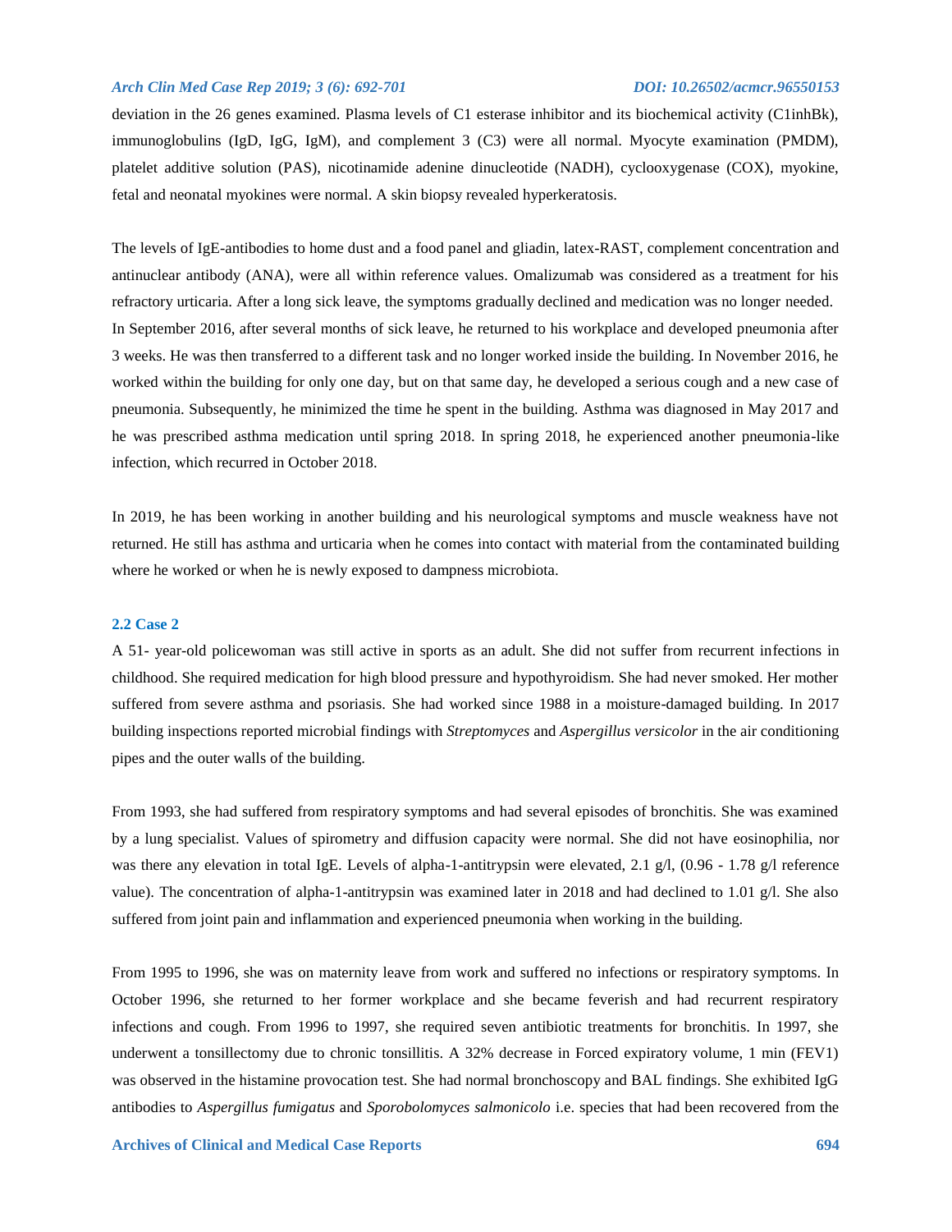deviation in the 26 genes examined. Plasma levels of C1 esterase inhibitor and its biochemical activity (C1inhBk), immunoglobulins (IgD, IgG, IgM), and complement 3 (C3) were all normal. Myocyte examination (PMDM), platelet additive solution (PAS), nicotinamide adenine dinucleotide (NADH), cyclooxygenase (COX), myokine, fetal and neonatal myokines were normal. A skin biopsy revealed hyperkeratosis.

The levels of IgE-antibodies to home dust and a food panel and gliadin, latex-RAST, complement concentration and antinuclear antibody (ANA), were all within reference values. Omalizumab was considered as a treatment for his refractory urticaria. After a long sick leave, the symptoms gradually declined and medication was no longer needed. In September 2016, after several months of sick leave, he returned to his workplace and developed pneumonia after 3 weeks. He was then transferred to a different task and no longer worked inside the building. In November 2016, he worked within the building for only one day, but on that same day, he developed a serious cough and a new case of pneumonia. Subsequently, he minimized the time he spent in the building. Asthma was diagnosed in May 2017 and he was prescribed asthma medication until spring 2018. In spring 2018, he experienced another pneumonia-like infection, which recurred in October 2018.

In 2019, he has been working in another building and his neurological symptoms and muscle weakness have not returned. He still has asthma and urticaria when he comes into contact with material from the contaminated building where he worked or when he is newly exposed to dampness microbiota.

### 2.2 Case 2

A 51- year-old policewoman was still active in sports as an adult. She did not suffer from recurrent infections in childhood. She required medication for high blood pressure and hypothyroidism. She had never smoked. Her mother suffered from severe asthma and psoriasis. She had worked since 1988 in a moisture-damaged building. In 2017 building inspections reported microbial findings with *Streptomyces* and *Aspergillus versicolor* in the air conditioning pipes and the outer walls of the building.

From 1993, she had suffered from respiratory symptoms and had several episodes of bronchitis. She was examined by a lung specialist. Values of spirometry and diffusion capacity were normal. She did not have eosinophilia, nor was there any elevation in total IgE. Levels of alpha-1-antitrypsin were elevated, 2.1 g/l, (0.96 - 1.78 g/l reference value). The concentration of alpha-1-antitrypsin was examined later in 2018 and had declined to 1.01 g/l. She also suffered from joint pain and inflammation and experienced pneumonia when working in the building.

From 1995 to 1996, she was on maternity leave from work and suffered no infections or respiratory symptoms. In October 1996, she returned to her former workplace and she became feverish and had recurrent respiratory infections and cough. From 1996 to 1997, she required seven antibiotic treatments for bronchitis. In 1997, she underwent a tonsillectomy due to chronic tonsillitis. A 32% decrease in Forced expiratory volume, 1 min (FEV1) was observed in the histamine provocation test. She had normal bronchoscopy and BAL findings. She exhibited IgG antibodies to *Aspergillus fumigatus* and *Sporobolomyces salmonicolo* i.e. species that had been recovered from the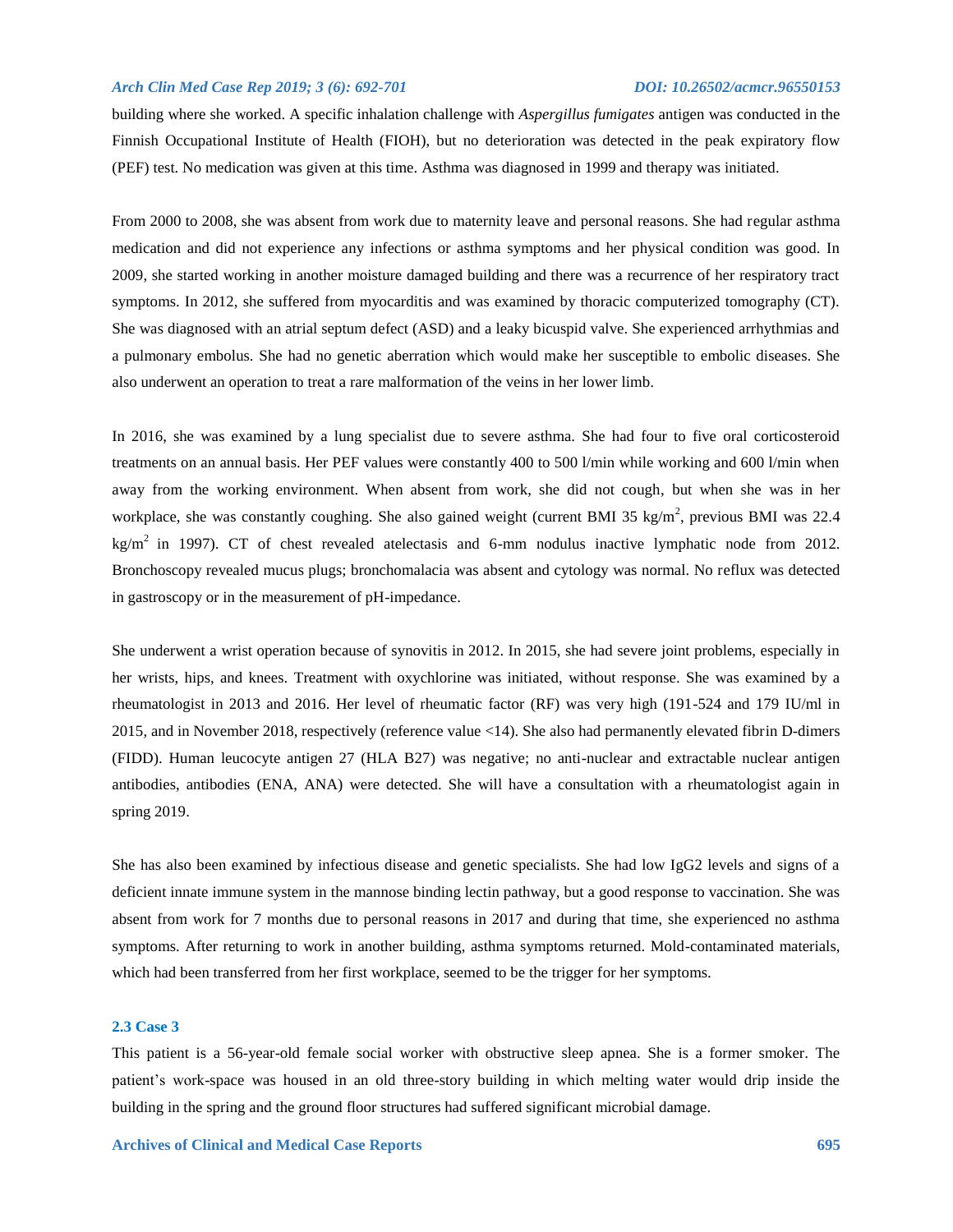building where she worked. A specific inhalation challenge with *Aspergillus fumigates* antigen was conducted in the Finnish Occupational Institute of Health (FIOH), but no deterioration was detected in the peak expiratory flow (PEF) test. No medication was given at this time. Asthma was diagnosed in 1999 and therapy was initiated.

From 2000 to 2008, she was absent from work due to maternity leave and personal reasons. She had regular asthma medication and did not experience any infections or asthma symptoms and her physical condition was good. In 2009, she started working in another moisture damaged building and there was a recurrence of her respiratory tract symptoms. In 2012, she suffered from myocarditis and was examined by thoracic computerized tomography (CT). She was diagnosed with an atrial septum defect (ASD) and a leaky bicuspid valve. She experienced arrhythmias and a pulmonary embolus. She had no genetic aberration which would make her susceptible to embolic diseases. She also underwent an operation to treat a rare malformation of the veins in her lower limb.

In 2016, she was examined by a lung specialist due to severe asthma. She had four to five oral corticosteroid treatments on an annual basis. Her PEF values were constantly 400 to 500 l/min while working and 600 l/min when away from the working environment. When absent from work, she did not cough, but when she was in her workplace, she was constantly coughing. She also gained weight (current BMI 35 kg/m$^2$, previous BMI was 22.4 kg/m$^2$ in 1997). CT of chest revealed atelectasis and 6-mm nodulus inactive lymphatic node from 2012. Bronchoscopy revealed mucus plugs; bronchomalacia was absent and cytology was normal. No reflux was detected in gastroscopy or in the measurement of pH-impedance.

She underwent a wrist operation because of synovitis in 2012. In 2015, she had severe joint problems, especially in her wrists, hips, and knees. Treatment with oxychlorine was initiated, without response. She was examined by a rheumatologist in 2013 and 2016. Her level of rheumatic factor (RF) was very high (191-524 and 179 IU/ml in 2015, and in November 2018, respectively (reference value <14). She also had permanently elevated fibrin D-dimers (FIDD). Human leucocyte antigen 27 (HLA B27) was negative; no anti-nuclear and extractable nuclear antigen antibodies, antibodies (ENA, ANA) were detected. She will have a consultation with a rheumatologist again in spring 2019.

She has also been examined by infectious disease and genetic specialists. She had low IgG2 levels and signs of a deficient innate immune system in the mannose binding lectin pathway, but a good response to vaccination. She was absent from work for 7 months due to personal reasons in 2017 and during that time, she experienced no asthma symptoms. After returning to work in another building, asthma symptoms returned. Mold-contaminated materials, which had been transferred from her first workplace, seemed to be the trigger for her symptoms.

### 2.3 Case 3

This patient is a 56-year-old female social worker with obstructive sleep apnea. She is a former smoker. The patient's work-space was housed in an old three-story building in which melting water would drip inside the building in the spring and the ground floor structures had suffered significant microbial damage.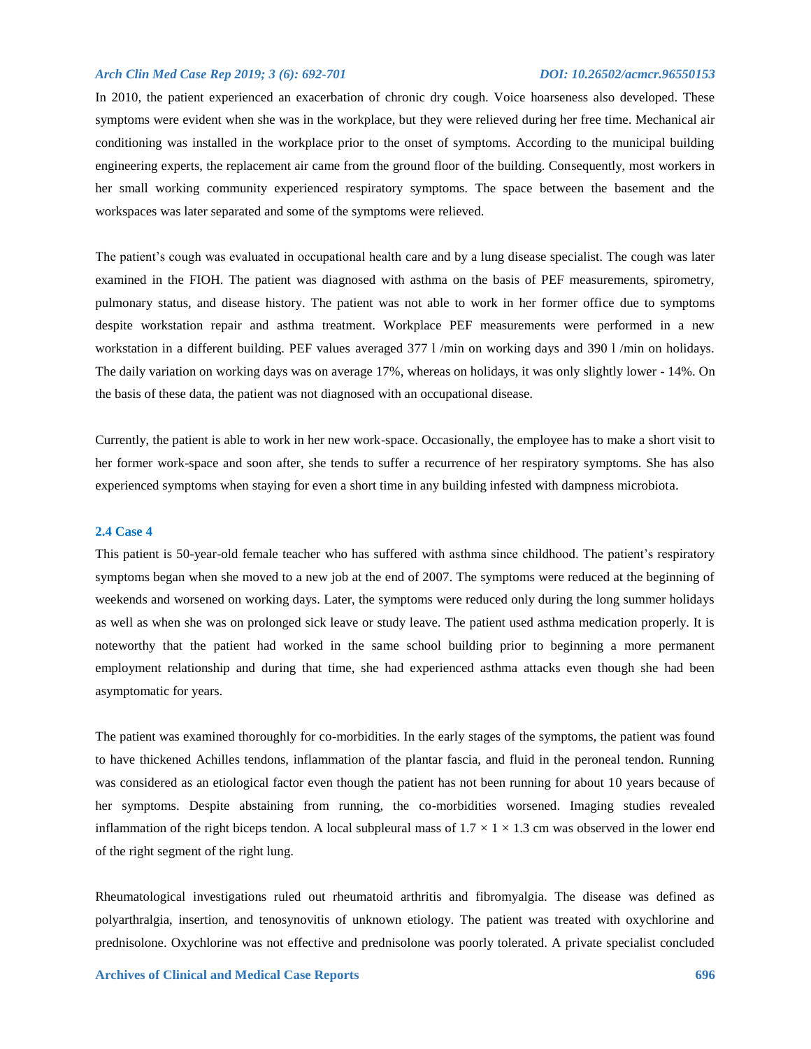In 2010, the patient experienced an exacerbation of chronic dry cough. Voice hoarseness also developed. These symptoms were evident when she was in the workplace, but they were relieved during her free time. Mechanical air conditioning was installed in the workplace prior to the onset of symptoms. According to the municipal building engineering experts, the replacement air came from the ground floor of the building. Consequently, most workers in her small working community experienced respiratory symptoms. The space between the basement and the workspaces was later separated and some of the symptoms were relieved.

The patient's cough was evaluated in occupational health care and by a lung disease specialist. The cough was later examined in the FIOH. The patient was diagnosed with asthma on the basis of PEF measurements, spirometry, pulmonary status, and disease history. The patient was not able to work in her former office due to symptoms despite workstation repair and asthma treatment. Workplace PEF measurements were performed in a new workstation in a different building. PEF values averaged 377 l /min on working days and 390 l /min on holidays. The daily variation on working days was on average 17%, whereas on holidays, it was only slightly lower - 14%. On the basis of these data, the patient was not diagnosed with an occupational disease.

Currently, the patient is able to work in her new work-space. Occasionally, the employee has to make a short visit to her former work-space and soon after, she tends to suffer a recurrence of her respiratory symptoms. She has also experienced symptoms when staying for even a short time in any building infested with dampness microbiota.

### 2.4 Case 4

This patient is 50-year-old female teacher who has suffered with asthma since childhood. The patient's respiratory symptoms began when she moved to a new job at the end of 2007. The symptoms were reduced at the beginning of weekends and worsened on working days. Later, the symptoms were reduced only during the long summer holidays as well as when she was on prolonged sick leave or study leave. The patient used asthma medication properly. It is noteworthy that the patient had worked in the same school building prior to beginning a more permanent employment relationship and during that time, she had experienced asthma attacks even though she had been asymptomatic for years.

The patient was examined thoroughly for co-morbidities. In the early stages of the symptoms, the patient was found to have thickened Achilles tendons, inflammation of the plantar fascia, and fluid in the peroneal tendon. Running was considered as an etiological factor even though the patient has not been running for about 10 years because of her symptoms. Despite abstaining from running, the co-morbidities worsened. Imaging studies revealed inflammation of the right biceps tendon. A local subpleural mass of 1.7 × 1 × 1.3 cm was observed in the lower end of the right segment of the right lung.

Rheumatological investigations ruled out rheumatoid arthritis and fibromyalgia. The disease was defined as polyarthralgia, insertion, and tenosynovitis of unknown etiology. The patient was treated with oxychlorine and prednisolone. Oxychlorine was not effective and prednisolone was poorly tolerated. A private specialist concluded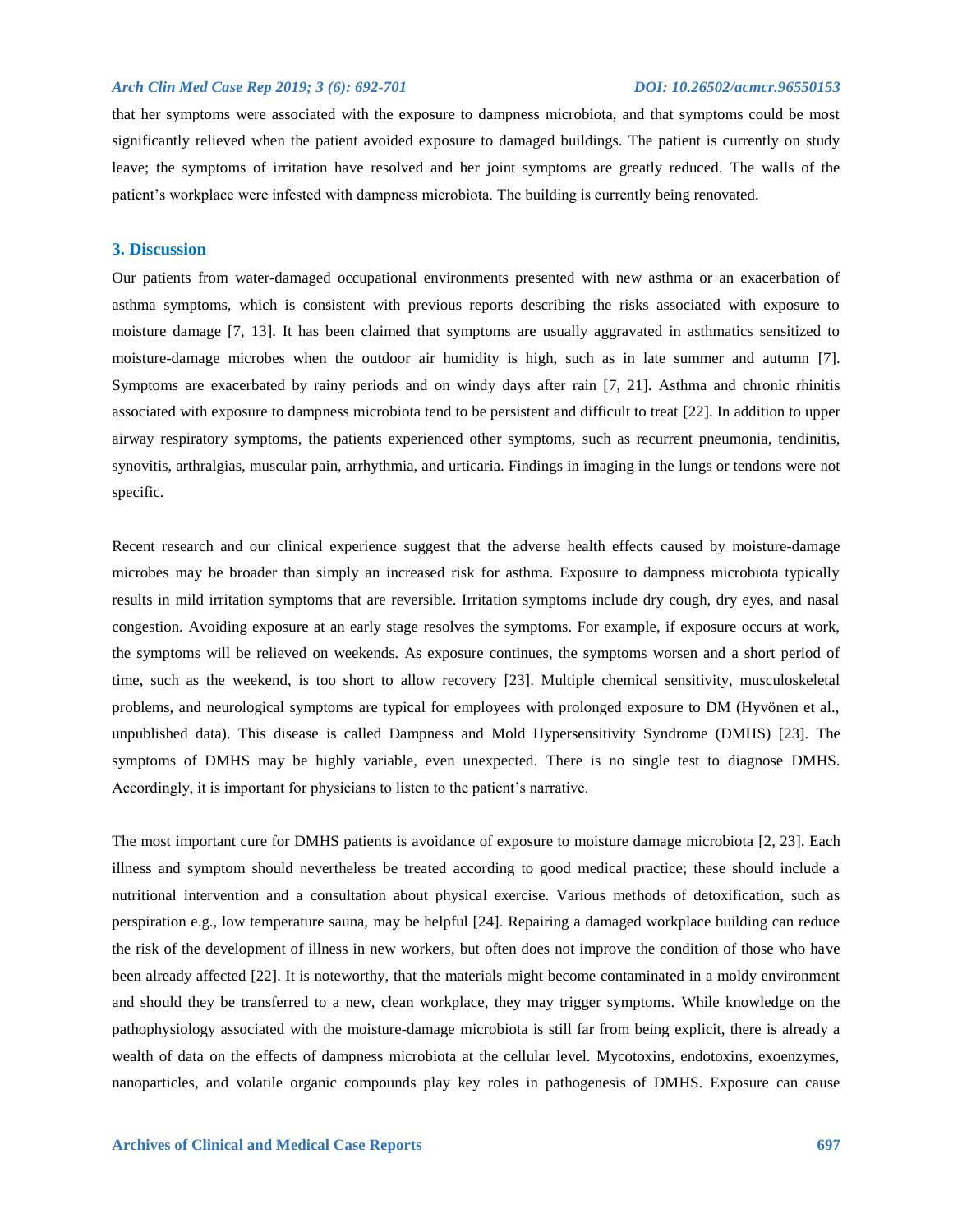that her symptoms were associated with the exposure to dampness microbiota, and that symptoms could be most significantly relieved when the patient avoided exposure to damaged buildings. The patient is currently on study leave; the symptoms of irritation have resolved and her joint symptoms are greatly reduced. The walls of the patient's workplace were infested with dampness microbiota. The building is currently being renovated.

## 3. Discussion

Our patients from water-damaged occupational environments presented with new asthma or an exacerbation of asthma symptoms, which is consistent with previous reports describing the risks associated with exposure to moisture damage [7, 13]. It has been claimed that symptoms are usually aggravated in asthmatics sensitized to moisture-damage microbes when the outdoor air humidity is high, such as in late summer and autumn [7]. Symptoms are exacerbated by rainy periods and on windy days after rain [7, 21]. Asthma and chronic rhinitis associated with exposure to dampness microbiota tend to be persistent and difficult to treat [22]. In addition to upper airway respiratory symptoms, the patients experienced other symptoms, such as recurrent pneumonia, tendinitis, synovitis, arthralgias, muscular pain, arrhythmia, and urticaria. Findings in imaging in the lungs or tendons were not specific.

Recent research and our clinical experience suggest that the adverse health effects caused by moisture-damage microbes may be broader than simply an increased risk for asthma. Exposure to dampness microbiota typically results in mild irritation symptoms that are reversible. Irritation symptoms include dry cough, dry eyes, and nasal congestion. Avoiding exposure at an early stage resolves the symptoms. For example, if exposure occurs at work, the symptoms will be relieved on weekends. As exposure continues, the symptoms worsen and a short period of time, such as the weekend, is too short to allow recovery [23]. Multiple chemical sensitivity, musculoskeletal problems, and neurological symptoms are typical for employees with prolonged exposure to DM (Hyvönen et al., unpublished data). This disease is called Dampness and Mold Hypersensitivity Syndrome (DMHS) [23]. The symptoms of DMHS may be highly variable, even unexpected. There is no single test to diagnose DMHS. Accordingly, it is important for physicians to listen to the patient's narrative.

The most important cure for DMHS patients is avoidance of exposure to moisture damage microbiota [2, 23]. Each illness and symptom should nevertheless be treated according to good medical practice; these should include a nutritional intervention and a consultation about physical exercise. Various methods of detoxification, such as perspiration e.g., low temperature sauna, may be helpful [24]. Repairing a damaged workplace building can reduce the risk of the development of illness in new workers, but often does not improve the condition of those who have been already affected [22]. It is noteworthy, that the materials might become contaminated in a moldy environment and should they be transferred to a new, clean workplace, they may trigger symptoms. While knowledge on the pathophysiology associated with the moisture-damage microbiota is still far from being explicit, there is already a wealth of data on the effects of dampness microbiota at the cellular level. Mycotoxins, endotoxins, exoenzymes, nanoparticles, and volatile organic compounds play key roles in pathogenesis of DMHS. Exposure can cause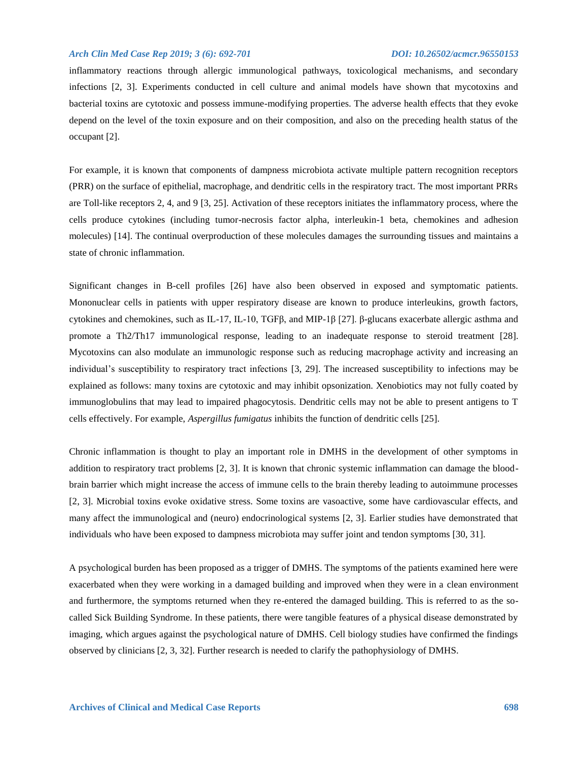inflammatory reactions through allergic immunological pathways, toxicological mechanisms, and secondary infections [2, 3]. Experiments conducted in cell culture and animal models have shown that mycotoxins and bacterial toxins are cytotoxic and possess immune-modifying properties. The adverse health effects that they evoke depend on the level of the toxin exposure and on their composition, and also on the preceding health status of the occupant [2].

For example, it is known that components of dampness microbiota activate multiple pattern recognition receptors (PRR) on the surface of epithelial, macrophage, and dendritic cells in the respiratory tract. The most important PRRs are Toll-like receptors 2, 4, and 9 [3, 25]. Activation of these receptors initiates the inflammatory process, where the cells produce cytokines (including tumor-necrosis factor alpha, interleukin-1 beta, chemokines and adhesion molecules) [14]. The continual overproduction of these molecules damages the surrounding tissues and maintains a state of chronic inflammation.

Significant changes in B-cell profiles [26] have also been observed in exposed and symptomatic patients. Mononuclear cells in patients with upper respiratory disease are known to produce interleukins, growth factors, cytokines and chemokines, such as IL-17, IL-10, TGFβ, and MIP-1β [27]. β-glucans exacerbate allergic asthma and promote a Th2/Th17 immunological response, leading to an inadequate response to steroid treatment [28]. Mycotoxins can also modulate an immunologic response such as reducing macrophage activity and increasing an individual's susceptibility to respiratory tract infections [3, 29]. The increased susceptibility to infections may be explained as follows: many toxins are cytotoxic and may inhibit opsonization. Xenobiotics may not fully coated by immunoglobulins that may lead to impaired phagocytosis. Dendritic cells may not be able to present antigens to T cells effectively. For example, *Aspergillus fumigatus* inhibits the function of dendritic cells [25].

Chronic inflammation is thought to play an important role in DMHS in the development of other symptoms in addition to respiratory tract problems [2, 3]. It is known that chronic systemic inflammation can damage the blood-brain barrier which might increase the access of immune cells to the brain thereby leading to autoimmune processes [2, 3]. Microbial toxins evoke oxidative stress. Some toxins are vasoactive, some have cardiovascular effects, and many affect the immunological and (neuro) endocrinological systems [2, 3]. Earlier studies have demonstrated that individuals who have been exposed to dampness microbiota may suffer joint and tendon symptoms [30, 31].

A psychological burden has been proposed as a trigger of DMHS. The symptoms of the patients examined here were exacerbated when they were working in a damaged building and improved when they were in a clean environment and furthermore, the symptoms returned when they re-entered the damaged building. This is referred to as the so-called Sick Building Syndrome. In these patients, there were tangible features of a physical disease demonstrated by imaging, which argues against the psychological nature of DMHS. Cell biology studies have confirmed the findings observed by clinicians [2, 3, 32]. Further research is needed to clarify the pathophysiology of DMHS.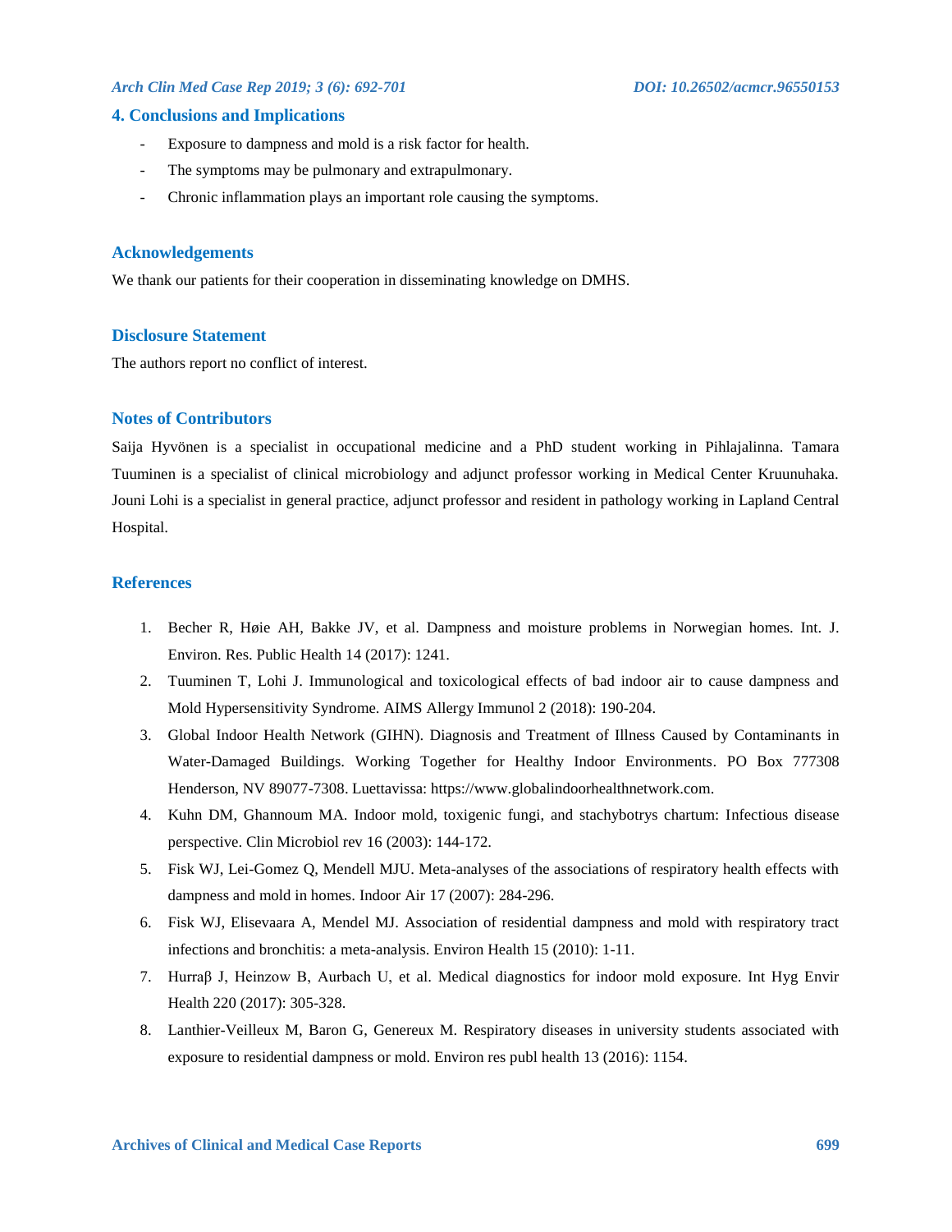## 4. Conclusions and Implications

- Exposure to dampness and mold is a risk factor for health.
- The symptoms may be pulmonary and extrapulmonary.
- Chronic inflammation plays an important role causing the symptoms.

## Acknowledgements

We thank our patients for their cooperation in disseminating knowledge on DMHS.

## Disclosure Statement

The authors report no conflict of interest.

## Notes of Contributors

Saija Hyvönen is a specialist in occupational medicine and a PhD student working in Pihlajalinna. Tamara Tuuminen is a specialist of clinical microbiology and adjunct professor working in Medical Center Kruunuhaka. Jouni Lohi is a specialist in general practice, adjunct professor and resident in pathology working in Lapland Central Hospital.

## References

1. Becher R, Høie AH, Bakke JV, et al. Dampness and moisture problems in Norwegian homes. Int. J. Environ. Res. Public Health 14 (2017): 1241.
2. Tuuminen T, Lohi J. Immunological and toxicological effects of bad indoor air to cause dampness and Mold Hypersensitivity Syndrome. AIMS Allergy Immunol 2 (2018): 190-204.
3. Global Indoor Health Network (GIHN). Diagnosis and Treatment of Illness Caused by Contaminants in Water-Damaged Buildings. Working Together for Healthy Indoor Environments. PO Box 777308 Henderson, NV 89077-7308. Luettavissa: https://www.globalindoorhealthnetwork.com.
4. Kuhn DM, Ghannoum MA. Indoor mold, toxigenic fungi, and stachybotrys chartum: Infectious disease perspective. Clin Microbiol rev 16 (2003): 144-172.
5. Fisk WJ, Lei-Gomez Q, Mendell MJU. Meta-analyses of the associations of respiratory health effects with dampness and mold in homes. Indoor Air 17 (2007): 284-296.
6. Fisk WJ, Elisevaara A, Mendel MJ. Association of residential dampness and mold with respiratory tract infections and bronchitis: a meta-analysis. Environ Health 15 (2010): 1-11.
7. Hurraβ J, Heinzow B, Aurbach U, et al. Medical diagnostics for indoor mold exposure. Int Hyg Envir Health 220 (2017): 305-328.
8. Lanthier-Veilleux M, Baron G, Genereux M. Respiratory diseases in university students associated with exposure to residential dampness or mold. Environ res publ health 13 (2016): 1154.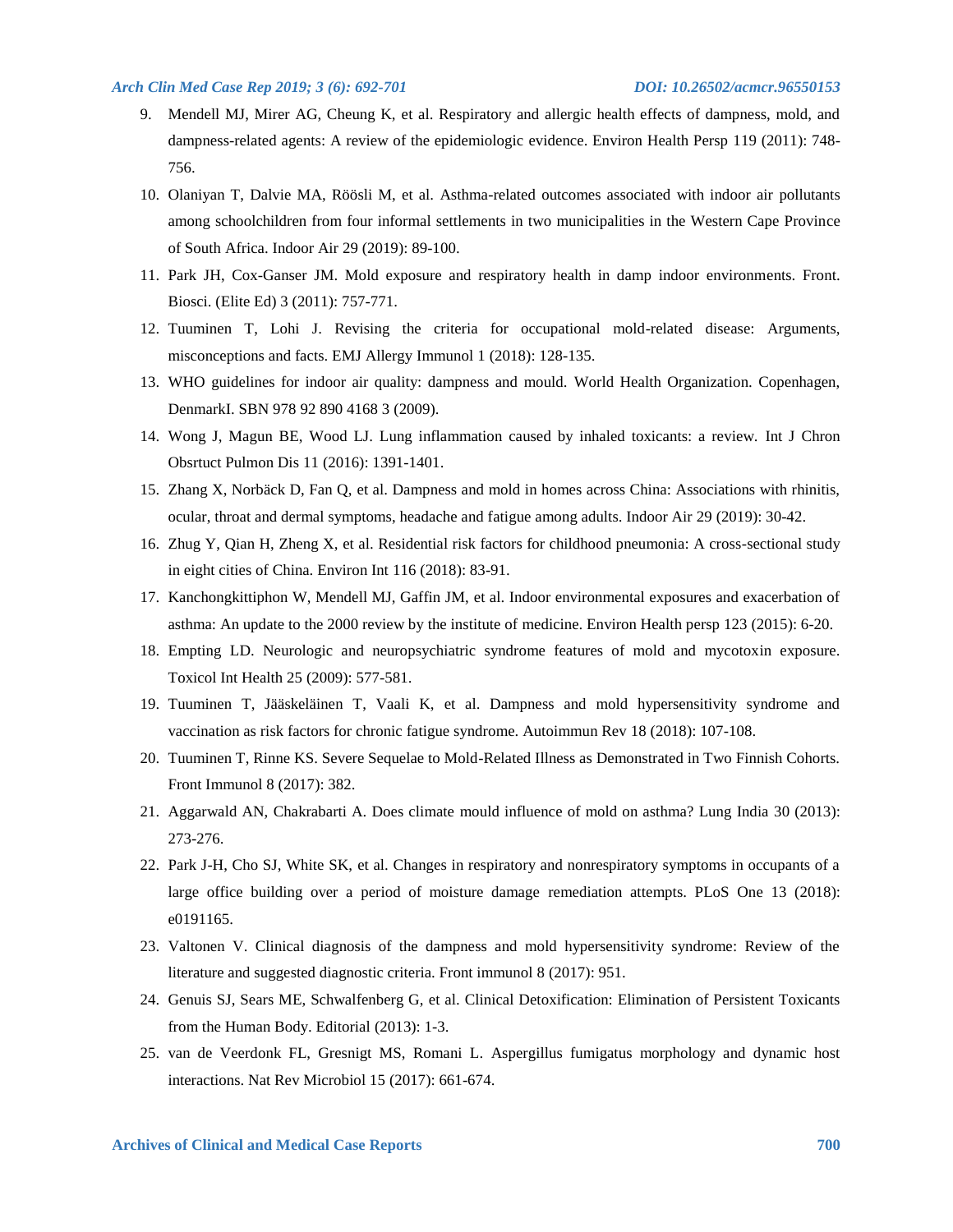9. Mendell MJ, Mirer AG, Cheung K, et al. Respiratory and allergic health effects of dampness, mold, and dampness-related agents: A review of the epidemiologic evidence. Environ Health Persp 119 (2011): 748-756.
10. Olaniyan T, Dalvie MA, Röösli M, et al. Asthma-related outcomes associated with indoor air pollutants among schoolchildren from four informal settlements in two municipalities in the Western Cape Province of South Africa. Indoor Air 29 (2019): 89-100.
11. Park JH, Cox-Ganser JM. Mold exposure and respiratory health in damp indoor environments. Front. Biosci. (Elite Ed) 3 (2011): 757-771.
12. Tuuminen T, Lohi J. Revising the criteria for occupational mold-related disease: Arguments, misconceptions and facts. EMJ Allergy Immunol 1 (2018): 128-135.
13. WHO guidelines for indoor air quality: dampness and mould. World Health Organization. Copenhagen, DenmarkI. SBN 978 92 890 4168 3 (2009).
14. Wong J, Magun BE, Wood LJ. Lung inflammation caused by inhaled toxicants: a review. Int J Chron Obsrtuct Pulmon Dis 11 (2016): 1391-1401.
15. Zhang X, Norbäck D, Fan Q, et al. Dampness and mold in homes across China: Associations with rhinitis, ocular, throat and dermal symptoms, headache and fatigue among adults. Indoor Air 29 (2019): 30-42.
16. Zhug Y, Qian H, Zheng X, et al. Residential risk factors for childhood pneumonia: A cross-sectional study in eight cities of China. Environ Int 116 (2018): 83-91.
17. Kanchongkittiphon W, Mendell MJ, Gaffin JM, et al. Indoor environmental exposures and exacerbation of asthma: An update to the 2000 review by the institute of medicine. Environ Health persp 123 (2015): 6-20.
18. Empting LD. Neurologic and neuropsychiatric syndrome features of mold and mycotoxin exposure. Toxicol Int Health 25 (2009): 577-581.
19. Tuuminen T, Jääskeläinen T, Vaali K, et al. Dampness and mold hypersensitivity syndrome and vaccination as risk factors for chronic fatigue syndrome. Autoimmun Rev 18 (2018): 107-108.
20. Tuuminen T, Rinne KS. Severe Sequelae to Mold-Related Illness as Demonstrated in Two Finnish Cohorts. Front Immunol 8 (2017): 382.
21. Aggarwald AN, Chakrabarti A. Does climate mould influence of mold on asthma? Lung India 30 (2013): 273-276.
22. Park J-H, Cho SJ, White SK, et al. Changes in respiratory and nonrespiratory symptoms in occupants of a large office building over a period of moisture damage remediation attempts. PLoS One 13 (2018): e0191165.
23. Valtonen V. Clinical diagnosis of the dampness and mold hypersensitivity syndrome: Review of the literature and suggested diagnostic criteria. Front immunol 8 (2017): 951.
24. Genuis SJ, Sears ME, Schwalfenberg G, et al. Clinical Detoxification: Elimination of Persistent Toxicants from the Human Body. Editorial (2013): 1-3.
25. van de Veerdonk FL, Gresnigt MS, Romani L. Aspergillus fumigatus morphology and dynamic host interactions. Nat Rev Microbiol 15 (2017): 661-674.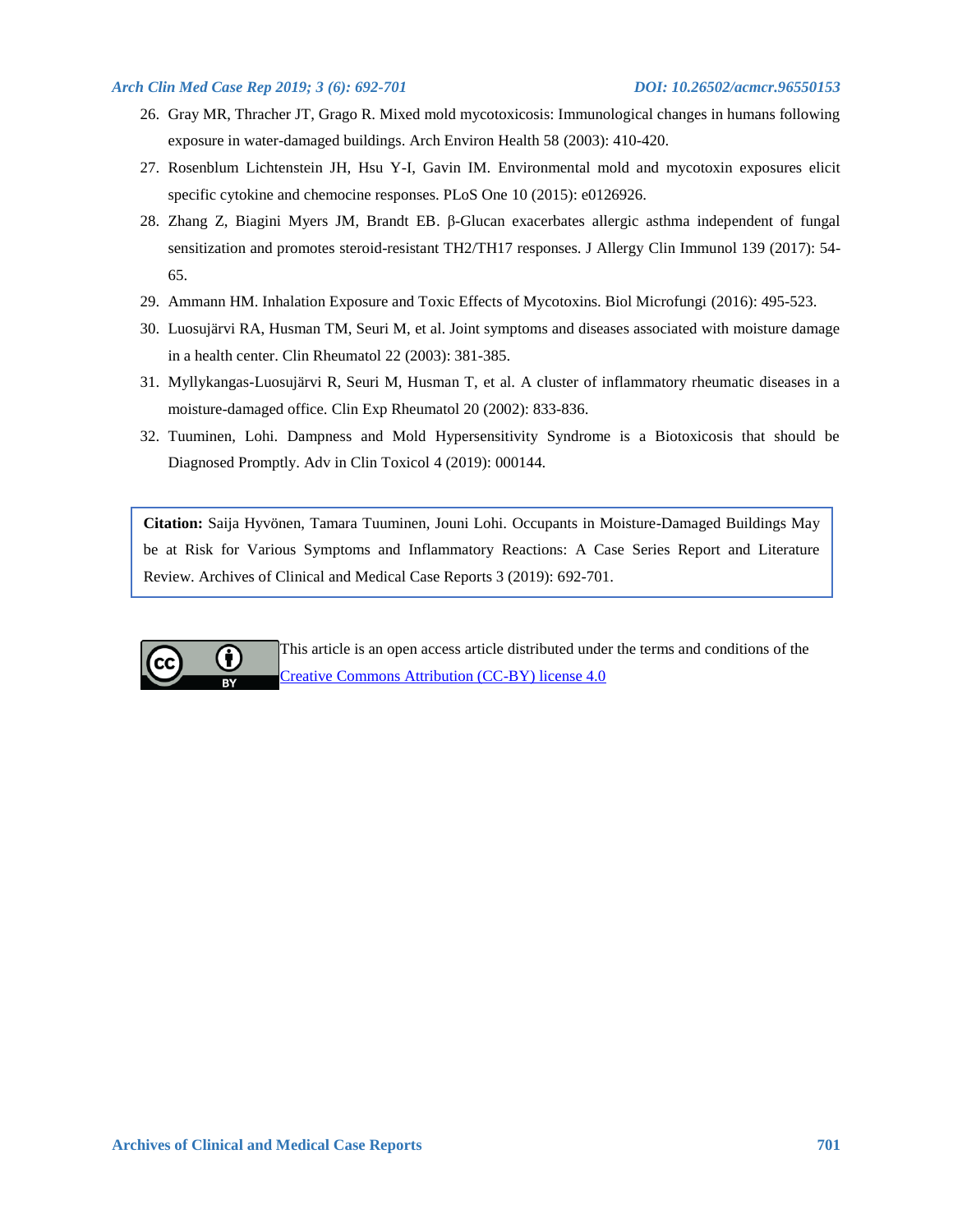26. Gray MR, Thracher JT, Grago R. Mixed mold mycotoxicosis: Immunological changes in humans following exposure in water-damaged buildings. Arch Environ Health 58 (2003): 410-420.
27. Rosenblum Lichtenstein JH, Hsu Y-I, Gavin IM. Environmental mold and mycotoxin exposures elicit specific cytokine and chemocine responses. PLoS One 10 (2015): e0126926.
28. Zhang Z, Biagini Myers JM, Brandt EB. β-Glucan exacerbates allergic asthma independent of fungal sensitization and promotes steroid-resistant TH2/TH17 responses. J Allergy Clin Immunol 139 (2017): 54-65.
29. Ammann HM. Inhalation Exposure and Toxic Effects of Mycotoxins. Biol Microfungi (2016): 495-523.
30. Luosujärvi RA, Husman TM, Seuri M, et al. Joint symptoms and diseases associated with moisture damage in a health center. Clin Rheumatol 22 (2003): 381-385.
31. Myllykangas-Luosujärvi R, Seuri M, Husman T, et al. A cluster of inflammatory rheumatic diseases in a moisture-damaged office. Clin Exp Rheumatol 20 (2002): 833-836.
32. Tuuminen, Lohi. Dampness and Mold Hypersensitivity Syndrome is a Biotoxicosis that should be Diagnosed Promptly. Adv in Clin Toxicol 4 (2019): 000144.

**Citation:** Saija Hyvönen, Tamara Tuuminen, Jouni Lohi. Occupants in Moisture-Damaged Buildings May be at Risk for Various Symptoms and Inflammatory Reactions: A Case Series Report and Literature Review. Archives of Clinical and Medical Case Reports 3 (2019): 692-701.

This article is an open access article distributed under the terms and conditions of the Creative Commons Attribution (CC-BY) license 4.0